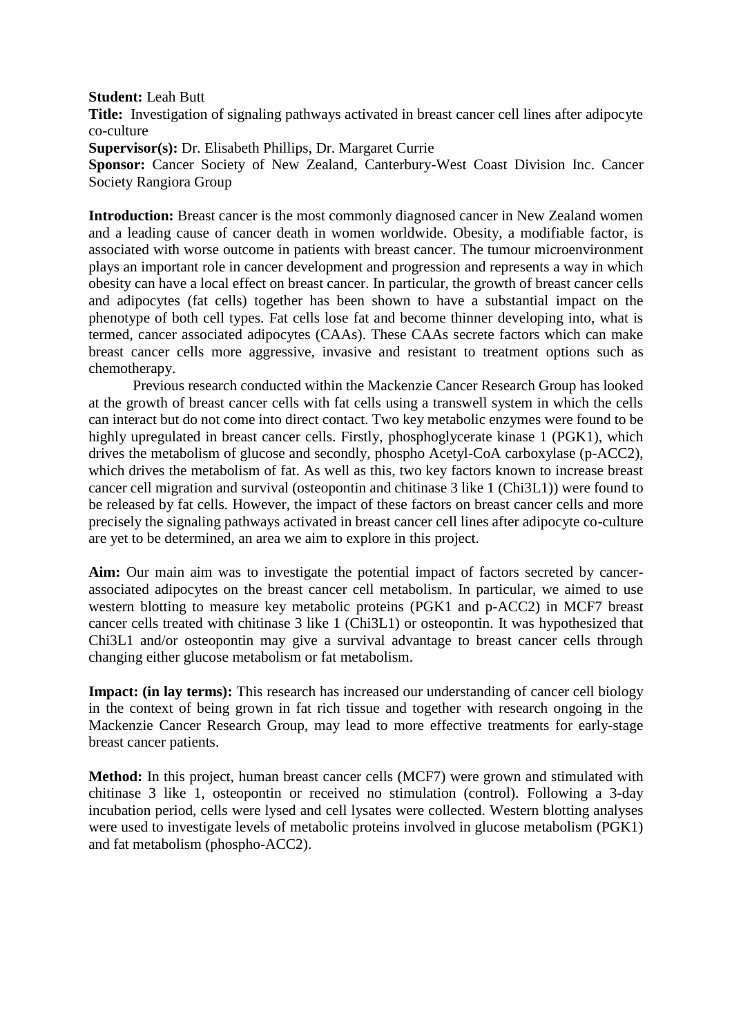**Student:** Leah Butt

**Title:** Investigation of signaling pathways activated in breast cancer cell lines after adipocyte co-culture

**Supervisor(s):** Dr. Elisabeth Phillips, Dr. Margaret Currie

**Sponsor:** Cancer Society of New Zealand, Canterbury-West Coast Division Inc. Cancer Society Rangiora Group

**Introduction:** Breast cancer is the most commonly diagnosed cancer in New Zealand women and a leading cause of cancer death in women worldwide. Obesity, a modifiable factor, is associated with worse outcome in patients with breast cancer. The tumour microenvironment plays an important role in cancer development and progression and represents a way in which obesity can have a local effect on breast cancer. In particular, the growth of breast cancer cells and adipocytes (fat cells) together has been shown to have a substantial impact on the phenotype of both cell types. Fat cells lose fat and become thinner developing into, what is termed, cancer associated adipocytes (CAAs). These CAAs secrete factors which can make breast cancer cells more aggressive, invasive and resistant to treatment options such as chemotherapy.

Previous research conducted within the Mackenzie Cancer Research Group has looked at the growth of breast cancer cells with fat cells using a transwell system in which the cells can interact but do not come into direct contact. Two key metabolic enzymes were found to be highly upregulated in breast cancer cells. Firstly, phosphoglycerate kinase 1 (PGK1), which drives the metabolism of glucose and secondly, phospho Acetyl-CoA carboxylase (p-ACC2), which drives the metabolism of fat. As well as this, two key factors known to increase breast cancer cell migration and survival (osteopontin and chitinase 3 like 1 (Chi3L1)) were found to be released by fat cells. However, the impact of these factors on breast cancer cells and more precisely the signaling pathways activated in breast cancer cell lines after adipocyte co-culture are yet to be determined, an area we aim to explore in this project.

**Aim:** Our main aim was to investigate the potential impact of factors secreted by cancer-associated adipocytes on the breast cancer cell metabolism. In particular, we aimed to use western blotting to measure key metabolic proteins (PGK1 and p-ACC2) in MCF7 breast cancer cells treated with chitinase 3 like 1 (Chi3L1) or osteopontin. It was hypothesized that Chi3L1 and/or osteopontin may give a survival advantage to breast cancer cells through changing either glucose metabolism or fat metabolism.

**Impact: (in lay terms):** This research has increased our understanding of cancer cell biology in the context of being grown in fat rich tissue and together with research ongoing in the Mackenzie Cancer Research Group, may lead to more effective treatments for early-stage breast cancer patients.

**Method:** In this project, human breast cancer cells (MCF7) were grown and stimulated with chitinase 3 like 1, osteopontin or received no stimulation (control). Following a 3-day incubation period, cells were lysed and cell lysates were collected. Western blotting analyses were used to investigate levels of metabolic proteins involved in glucose metabolism (PGK1) and fat metabolism (phospho-ACC2).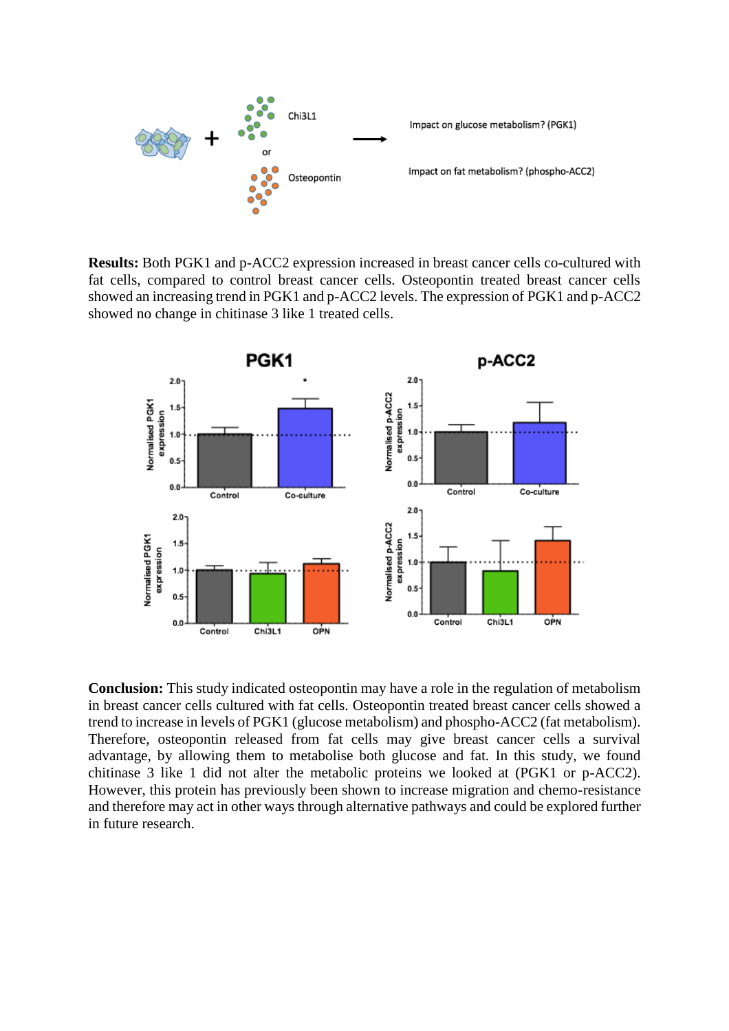Chi3L1

or

Osteopontin

Impact on glucose metabolism? (PGK1)

Impact on fat metabolism? (phospho-ACC2)

**Results:** Both PGK1 and p-ACC2 expression increased in breast cancer cells co-cultured with fat cells, compared to control breast cancer cells. Osteopontin treated breast cancer cells showed an increasing trend in PGK1 and p-ACC2 levels. The expression of PGK1 and p-ACC2 showed no change in chitinase 3 like 1 treated cells.

PGK1

p-ACC2

Normalised PGK1 expression

Normalised p-ACC2 expression

2.0
1.5
1.0
0.5
0.0

*

Control
Co-culture

Control
Chi3L1
OPN

**Conclusion:** This study indicated osteopontin may have a role in the regulation of metabolism in breast cancer cells cultured with fat cells. Osteopontin treated breast cancer cells showed a trend to increase in levels of PGK1 (glucose metabolism) and phospho-ACC2 (fat metabolism). Therefore, osteopontin released from fat cells may give breast cancer cells a survival advantage, by allowing them to metabolise both glucose and fat. In this study, we found chitinase 3 like 1 did not alter the metabolic proteins we looked at (PGK1 or p-ACC2). However, this protein has previously been shown to increase migration and chemo-resistance and therefore may act in other ways through alternative pathways and could be explored further in future research.